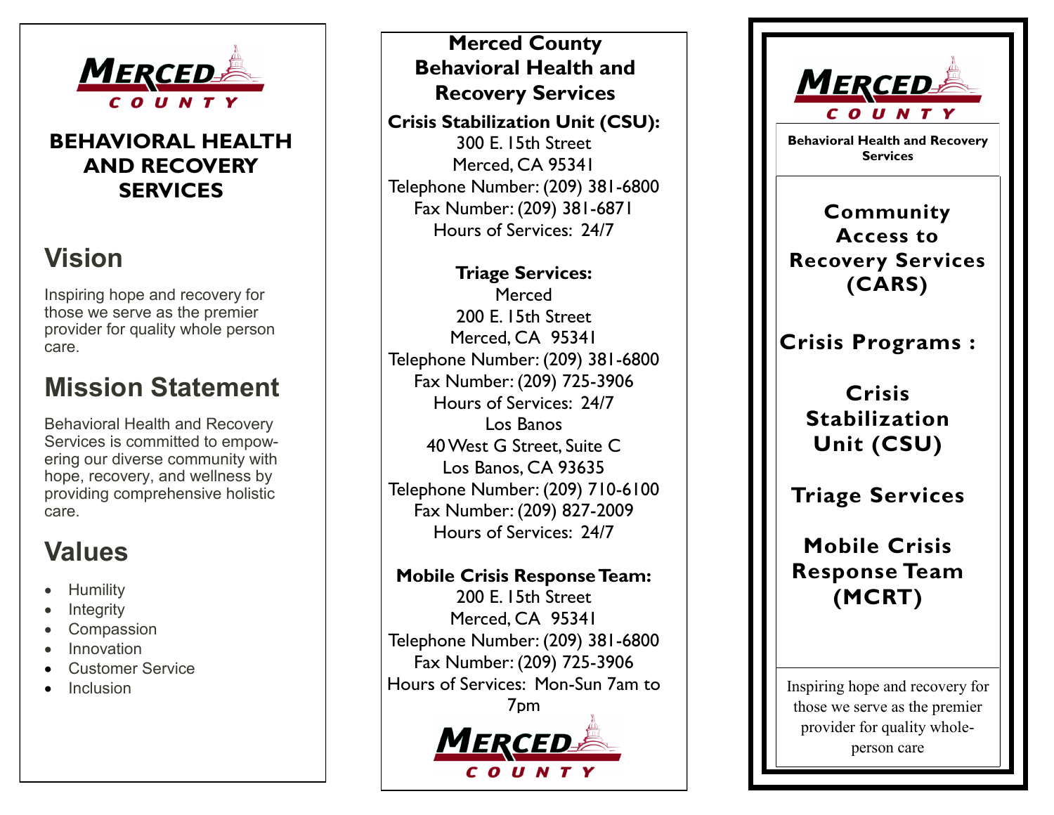MERCED COUNTY

# BEHAVIORAL HEALTH AND RECOVERY SERVICES

## Vision

Inspiring hope and recovery for those we serve as the premier provider for quality whole person care.

## Mission Statement

Behavioral Health and Recovery Services is committed to empowering our diverse community with hope, recovery, and wellness by providing comprehensive holistic care.

## Values

- Humility
- Integrity
- Compassion
- Innovation
- Customer Service
- Inclusion

# Merced County Behavioral Health and Recovery Services

**Crisis Stabilization Unit (CSU):**
300 E. 15th Street
Merced, CA 95341
Telephone Number: (209) 381-6800
Fax Number: (209) 381-6871
Hours of Services: 24/7

**Triage Services:**
Merced
200 E. 15th Street
Merced, CA 95341
Telephone Number: (209) 381-6800
Fax Number: (209) 725-3906
Hours of Services: 24/7
Los Banos
40 West G Street, Suite C
Los Banos, CA 93635
Telephone Number: (209) 710-6100
Fax Number: (209) 827-2009
Hours of Services: 24/7

**Mobile Crisis Response Team:**
200 E. 15th Street
Merced, CA 95341
Telephone Number: (209) 381-6800
Fax Number: (209) 725-3906
Hours of Services: Mon-Sun 7am to 7pm

MERCED COUNTY

MERCED COUNTY

**Behavioral Health and Recovery Services**

## Community Access to Recovery Services (CARS)

## Crisis Programs :

### Crisis Stabilization Unit (CSU)

### Triage Services

### Mobile Crisis Response Team (MCRT)

Inspiring hope and recovery for those we serve as the premier provider for quality whole-person care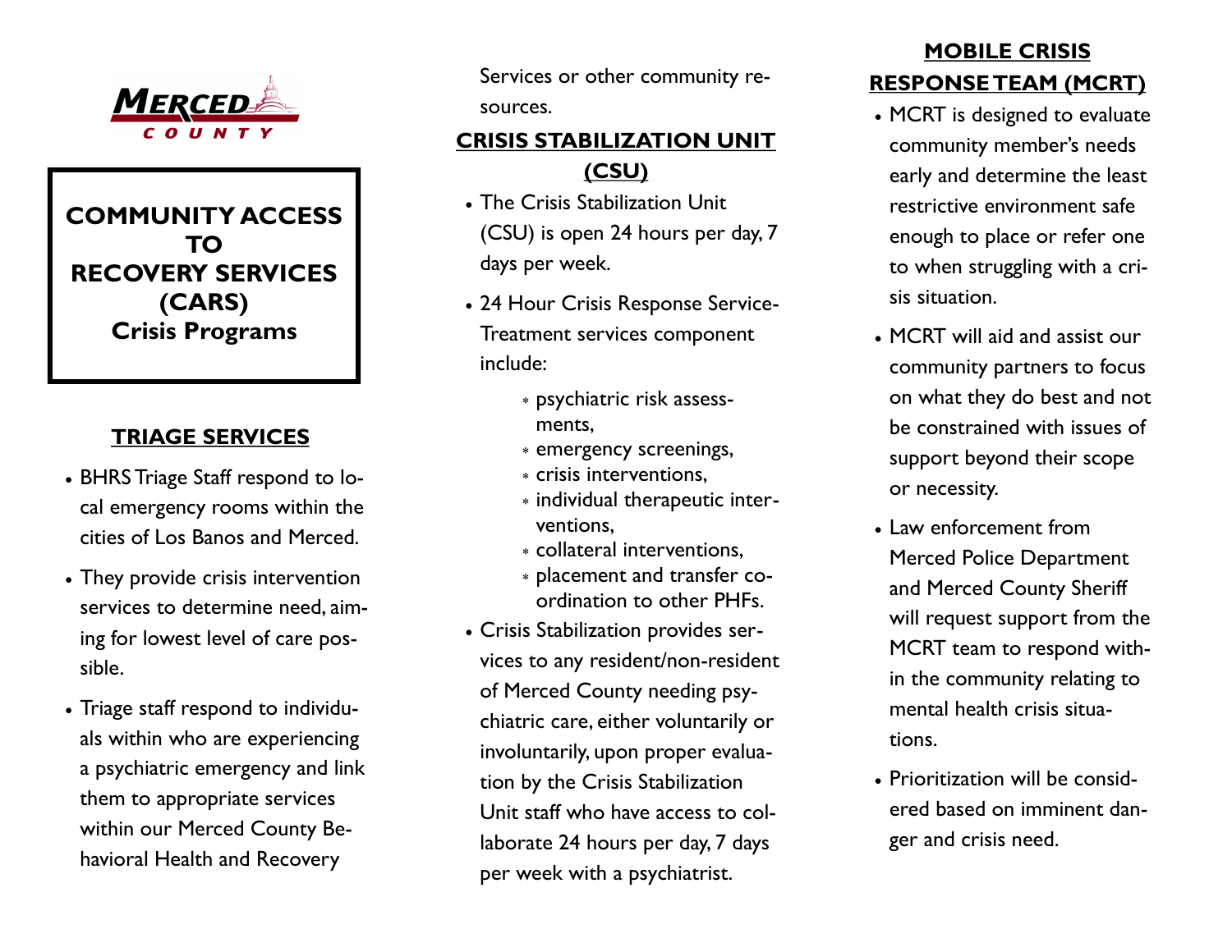MERCED COUNTY

# COMMUNITY ACCESS TO RECOVERY SERVICES (CARS) Crisis Programs

## TRIAGE SERVICES

- BHRS Triage Staff respond to local emergency rooms within the cities of Los Banos and Merced.
- They provide crisis intervention services to determine need, aiming for lowest level of care possible.
- Triage staff respond to individuals within who are experiencing a psychiatric emergency and link them to appropriate services within our Merced County Behavioral Health and Recovery Services or other community resources.

## CRISIS STABILIZATION UNIT (CSU)

- The Crisis Stabilization Unit (CSU) is open 24 hours per day, 7 days per week.
- 24 Hour Crisis Response Service-Treatment services component include:
    * psychiatric risk assessments,
    * emergency screenings,
    * crisis interventions,
    * individual therapeutic interventions,
    * collateral interventions,
    * placement and transfer coordination to other PHFs.
- Crisis Stabilization provides services to any resident/non-resident of Merced County needing psychiatric care, either voluntarily or involuntarily, upon proper evaluation by the Crisis Stabilization Unit staff who have access to collaborate 24 hours per day, 7 days per week with a psychiatrist.

## MOBILE CRISIS RESPONSE TEAM (MCRT)

- MCRT is designed to evaluate community member's needs early and determine the least restrictive environment safe enough to place or refer one to when struggling with a crisis situation.
- MCRT will aid and assist our community partners to focus on what they do best and not be constrained with issues of support beyond their scope or necessity.
- Law enforcement from Merced Police Department and Merced County Sheriff will request support from the MCRT team to respond within the community relating to mental health crisis situations.
- Prioritization will be considered based on imminent danger and crisis need.